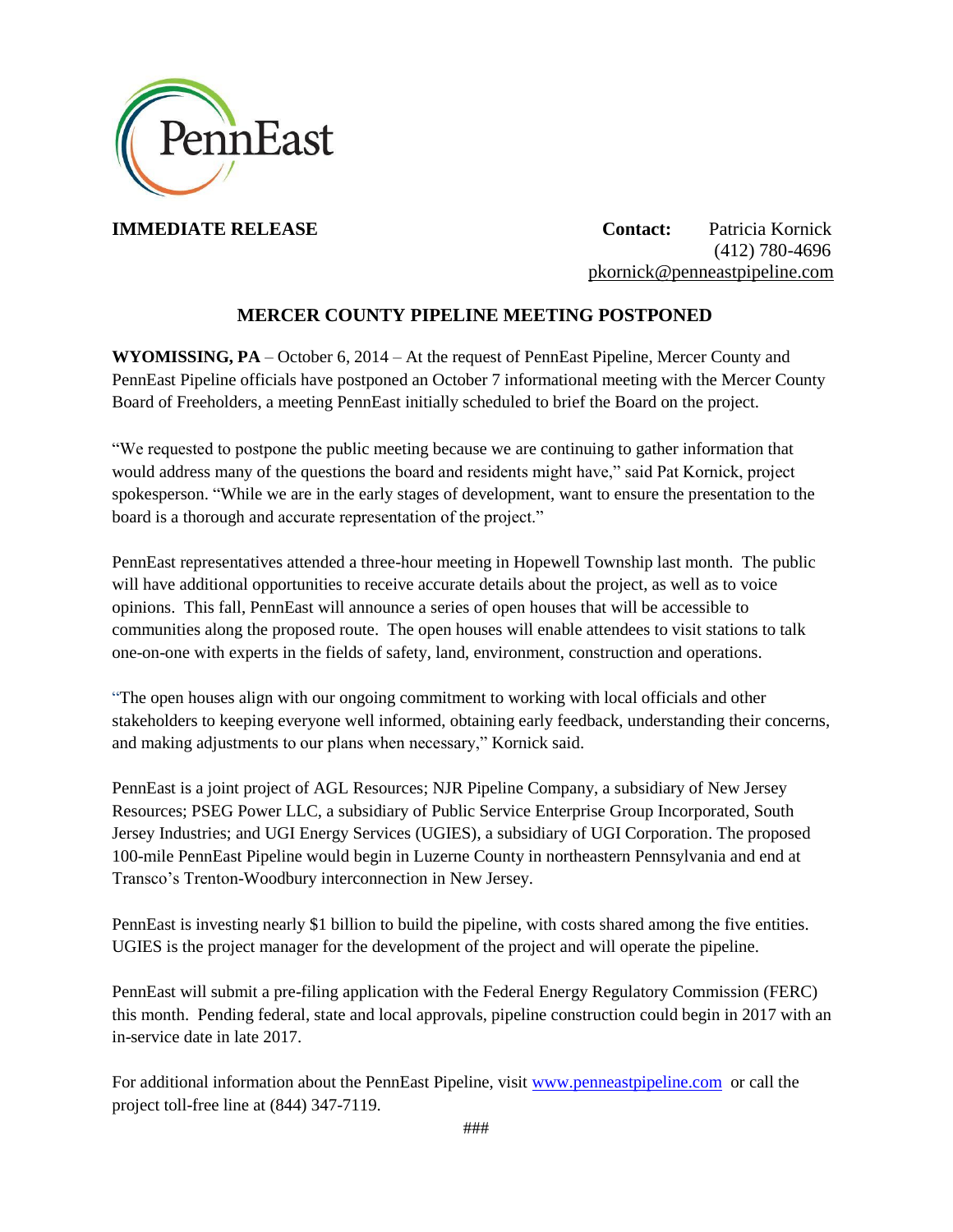PennEast

**IMMEDIATE RELEASE**

**Contact:** Patricia Kornick
(412) 780-4696
pkornick@penneastpipeline.com

## MERCER COUNTY PIPELINE MEETING POSTPONED

**WYOMISSING, PA** – October 6, 2014 – At the request of PennEast Pipeline, Mercer County and PennEast Pipeline officials have postponed an October 7 informational meeting with the Mercer County Board of Freeholders, a meeting PennEast initially scheduled to brief the Board on the project.

"We requested to postpone the public meeting because we are continuing to gather information that would address many of the questions the board and residents might have," said Pat Kornick, project spokesperson. "While we are in the early stages of development, want to ensure the presentation to the board is a thorough and accurate representation of the project."

PennEast representatives attended a three-hour meeting in Hopewell Township last month. The public will have additional opportunities to receive accurate details about the project, as well as to voice opinions. This fall, PennEast will announce a series of open houses that will be accessible to communities along the proposed route. The open houses will enable attendees to visit stations to talk one-on-one with experts in the fields of safety, land, environment, construction and operations.

"The open houses align with our ongoing commitment to working with local officials and other stakeholders to keeping everyone well informed, obtaining early feedback, understanding their concerns, and making adjustments to our plans when necessary," Kornick said.

PennEast is a joint project of AGL Resources; NJR Pipeline Company, a subsidiary of New Jersey Resources; PSEG Power LLC, a subsidiary of Public Service Enterprise Group Incorporated, South Jersey Industries; and UGI Energy Services (UGIES), a subsidiary of UGI Corporation. The proposed 100-mile PennEast Pipeline would begin in Luzerne County in northeastern Pennsylvania and end at Transco's Trenton-Woodbury interconnection in New Jersey.

PennEast is investing nearly $1 billion to build the pipeline, with costs shared among the five entities. UGIES is the project manager for the development of the project and will operate the pipeline.

PennEast will submit a pre-filing application with the Federal Energy Regulatory Commission (FERC) this month. Pending federal, state and local approvals, pipeline construction could begin in 2017 with an in-service date in late 2017.

For additional information about the PennEast Pipeline, visit www.penneastpipeline.com or call the project toll-free line at (844) 347-7119.

###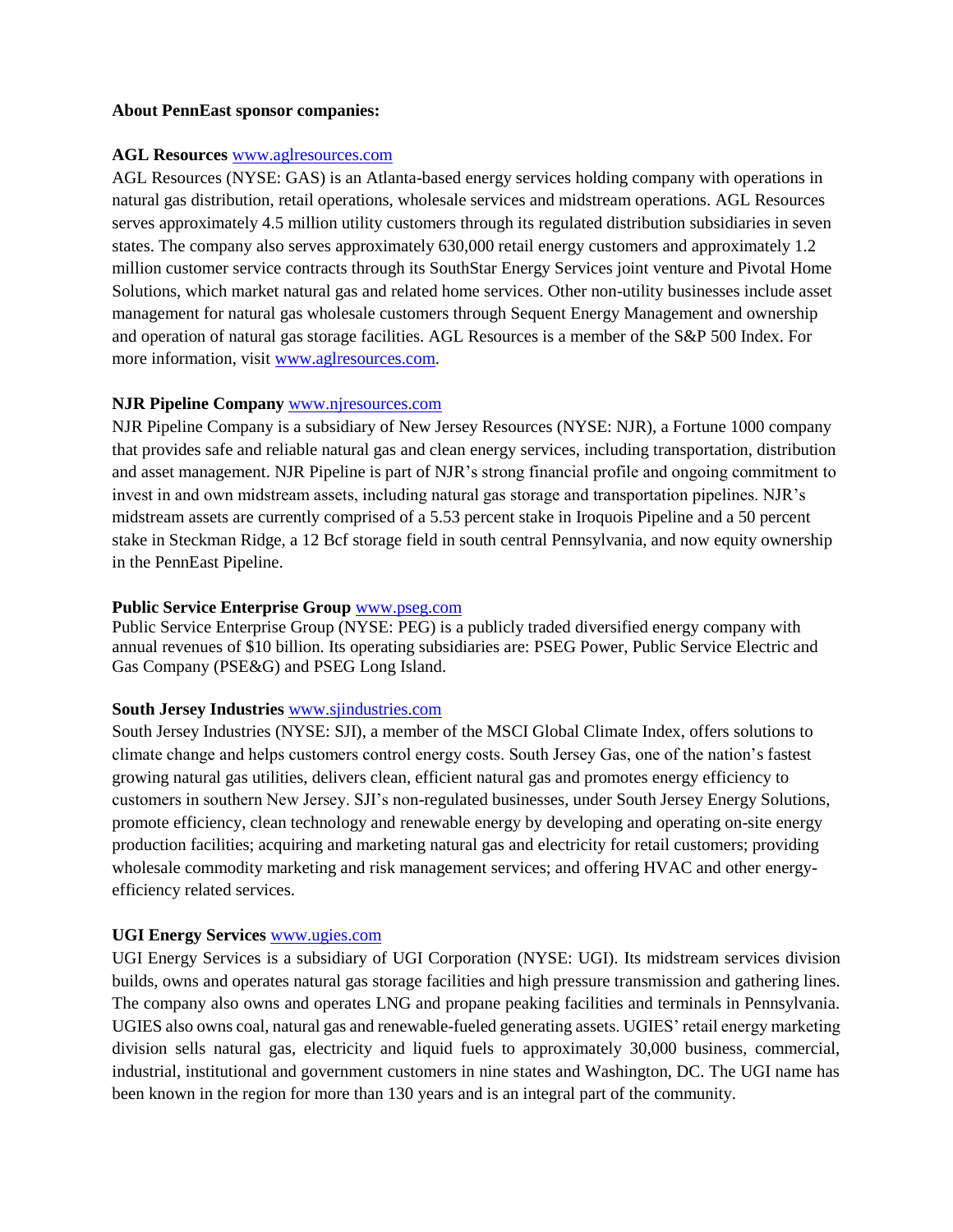**About PennEast sponsor companies:**

**AGL Resources** www.aglresources.com

AGL Resources (NYSE: GAS) is an Atlanta-based energy services holding company with operations in natural gas distribution, retail operations, wholesale services and midstream operations. AGL Resources serves approximately 4.5 million utility customers through its regulated distribution subsidiaries in seven states. The company also serves approximately 630,000 retail energy customers and approximately 1.2 million customer service contracts through its SouthStar Energy Services joint venture and Pivotal Home Solutions, which market natural gas and related home services. Other non-utility businesses include asset management for natural gas wholesale customers through Sequent Energy Management and ownership and operation of natural gas storage facilities. AGL Resources is a member of the S&P 500 Index. For more information, visit www.aglresources.com.

**NJR Pipeline Company** www.njresources.com

NJR Pipeline Company is a subsidiary of New Jersey Resources (NYSE: NJR), a Fortune 1000 company that provides safe and reliable natural gas and clean energy services, including transportation, distribution and asset management. NJR Pipeline is part of NJR's strong financial profile and ongoing commitment to invest in and own midstream assets, including natural gas storage and transportation pipelines. NJR's midstream assets are currently comprised of a 5.53 percent stake in Iroquois Pipeline and a 50 percent stake in Steckman Ridge, a 12 Bcf storage field in south central Pennsylvania, and now equity ownership in the PennEast Pipeline.

**Public Service Enterprise Group** www.pseg.com

Public Service Enterprise Group (NYSE: PEG) is a publicly traded diversified energy company with annual revenues of $10 billion. Its operating subsidiaries are: PSEG Power, Public Service Electric and Gas Company (PSE&G) and PSEG Long Island.

**South Jersey Industries** www.sjindustries.com

South Jersey Industries (NYSE: SJI), a member of the MSCI Global Climate Index, offers solutions to climate change and helps customers control energy costs. South Jersey Gas, one of the nation's fastest growing natural gas utilities, delivers clean, efficient natural gas and promotes energy efficiency to customers in southern New Jersey. SJI's non-regulated businesses, under South Jersey Energy Solutions, promote efficiency, clean technology and renewable energy by developing and operating on-site energy production facilities; acquiring and marketing natural gas and electricity for retail customers; providing wholesale commodity marketing and risk management services; and offering HVAC and other energy-efficiency related services.

**UGI Energy Services** www.ugies.com

UGI Energy Services is a subsidiary of UGI Corporation (NYSE: UGI). Its midstream services division builds, owns and operates natural gas storage facilities and high pressure transmission and gathering lines. The company also owns and operates LNG and propane peaking facilities and terminals in Pennsylvania. UGIES also owns coal, natural gas and renewable-fueled generating assets. UGIES' retail energy marketing division sells natural gas, electricity and liquid fuels to approximately 30,000 business, commercial, industrial, institutional and government customers in nine states and Washington, DC. The UGI name has been known in the region for more than 130 years and is an integral part of the community.